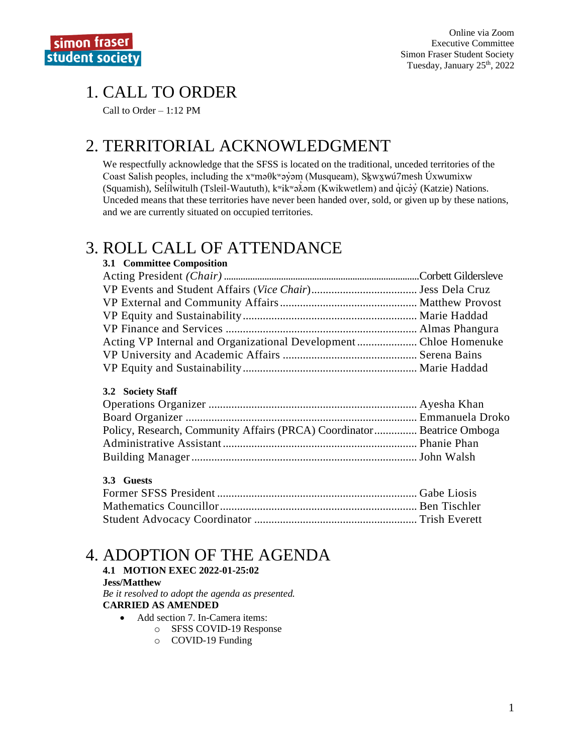Online via Zoom
Executive Committee
Simon Fraser Student Society
Tuesday, January 25th, 2022

# 1. CALL TO ORDER

Call to Order – 1:12 PM

# 2. TERRITORIAL ACKNOWLEDGMENT

We respectfully acknowledge that the SFSS is located on the traditional, unceded territories of the Coast Salish peoples, including the xʷməθkʷəy̓əm (Musqueam), Sḵwx̱wú7mesh Úxwumixw (Squamish), Sel̓íl̓witulh (Tsleil-Waututh), kʷikʷəƛ̓əm (Kwikwetlem) and q̓icə̓y̓ (Katzie) Nations. Unceded means that these territories have never been handed over, sold, or given up by these nations, and we are currently situated on occupied territories.

# 3. ROLL CALL OF ATTENDANCE

### 3.1 Committee Composition

Acting President *(Chair)* .................... Corbett Gildersleve
VP Events and Student Affairs (*Vice Chair*) .................... Jess Dela Cruz
VP External and Community Affairs .................... Matthew Provost
VP Equity and Sustainability .................... Marie Haddad
VP Finance and Services .................... Almas Phangura
Acting VP Internal and Organizational Development .................... Chloe Homenuke
VP University and Academic Affairs .................... Serena Bains
VP Equity and Sustainability .................... Marie Haddad

### 3.2 Society Staff

Operations Organizer .................... Ayesha Khan
Board Organizer .................... Emmanuela Droko
Policy, Research, Community Affairs (PRCA) Coordinator .................... Beatrice Omboga
Administrative Assistant .................... Phanie Phan
Building Manager .................... John Walsh

### 3.3 Guests

Former SFSS President .................... Gabe Liosis
Mathematics Councillor .................... Ben Tischler
Student Advocacy Coordinator .................... Trish Everett

# 4. ADOPTION OF THE AGENDA

**4.1 MOTION EXEC 2022-01-25:02**
**Jess/Matthew**
*Be it resolved to adopt the agenda as presented.*
**CARRIED AS AMENDED**

- Add section 7. In-Camera items:
  - SFSS COVID-19 Response
  - COVID-19 Funding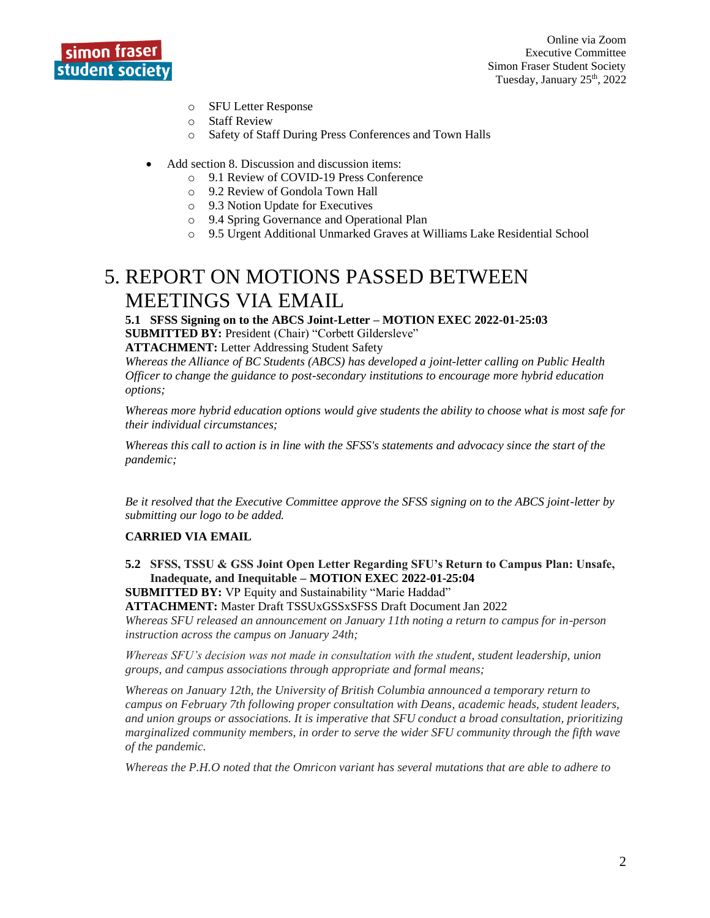- SFU Letter Response
    - Staff Review
    - Safety of Staff During Press Conferences and Town Halls

- Add section 8. Discussion and discussion items:
    - 9.1 Review of COVID-19 Press Conference
    - 9.2 Review of Gondola Town Hall
    - 9.3 Notion Update for Executives
    - 9.4 Spring Governance and Operational Plan
    - 9.5 Urgent Additional Unmarked Graves at Williams Lake Residential School

# 5. REPORT ON MOTIONS PASSED BETWEEN MEETINGS VIA EMAIL

**5.1 SFSS Signing on to the ABCS Joint-Letter – MOTION EXEC 2022-01-25:03**
**SUBMITTED BY:** President (Chair) "Corbett Gildersleve"
**ATTACHMENT:** Letter Addressing Student Safety

*Whereas the Alliance of BC Students (ABCS) has developed a joint-letter calling on Public Health Officer to change the guidance to post-secondary institutions to encourage more hybrid education options;*

*Whereas more hybrid education options would give students the ability to choose what is most safe for their individual circumstances;*

*Whereas this call to action is in line with the SFSS's statements and advocacy since the start of the pandemic;*

*Be it resolved that the Executive Committee approve the SFSS signing on to the ABCS joint-letter by submitting our logo to be added.*

**CARRIED VIA EMAIL**

**5.2 SFSS, TSSU & GSS Joint Open Letter Regarding SFU's Return to Campus Plan: Unsafe, Inadequate, and Inequitable – MOTION EXEC 2022-01-25:04**
**SUBMITTED BY:** VP Equity and Sustainability "Marie Haddad"
**ATTACHMENT:** Master Draft TSSUxGSSxSFSS Draft Document Jan 2022

*Whereas SFU released an announcement on January 11th noting a return to campus for in-person instruction across the campus on January 24th;*

*Whereas SFU's decision was not made in consultation with the student, student leadership, union groups, and campus associations through appropriate and formal means;*

*Whereas on January 12th, the University of British Columbia announced a temporary return to campus on February 7th following proper consultation with Deans, academic heads, student leaders, and union groups or associations. It is imperative that SFU conduct a broad consultation, prioritizing marginalized community members, in order to serve the wider SFU community through the fifth wave of the pandemic.*

*Whereas the P.H.O noted that the Omricon variant has several mutations that are able to adhere to*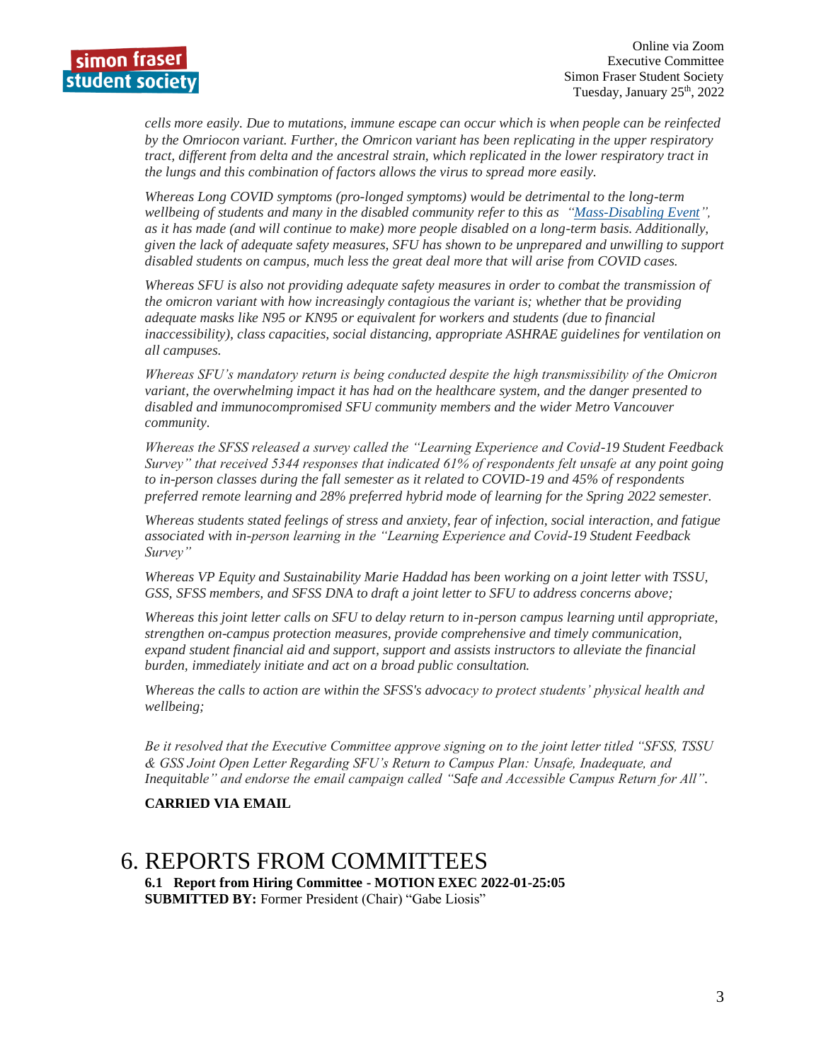*cells more easily. Due to mutations, immune escape can occur which is when people can be reinfected by the Omriocon variant. Further, the Omricon variant has been replicating in the upper respiratory tract, different from delta and the ancestral strain, which replicated in the lower respiratory tract in the lungs and this combination of factors allows the virus to spread more easily.*

*Whereas Long COVID symptoms (pro-longed symptoms) would be detrimental to the long-term wellbeing of students and many in the disabled community refer to this as "Mass-Disabling Event", as it has made (and will continue to make) more people disabled on a long-term basis. Additionally, given the lack of adequate safety measures, SFU has shown to be unprepared and unwilling to support disabled students on campus, much less the great deal more that will arise from COVID cases.*

*Whereas SFU is also not providing adequate safety measures in order to combat the transmission of the omicron variant with how increasingly contagious the variant is; whether that be providing adequate masks like N95 or KN95 or equivalent for workers and students (due to financial inaccessibility), class capacities, social distancing, appropriate ASHRAE guidelines for ventilation on all campuses.*

*Whereas SFU's mandatory return is being conducted despite the high transmissibility of the Omicron variant, the overwhelming impact it has had on the healthcare system, and the danger presented to disabled and immunocompromised SFU community members and the wider Metro Vancouver community.*

*Whereas the SFSS released a survey called the "Learning Experience and Covid-19 Student Feedback Survey" that received 5344 responses that indicated 61% of respondents felt unsafe at any point going to in-person classes during the fall semester as it related to COVID-19 and 45% of respondents preferred remote learning and 28% preferred hybrid mode of learning for the Spring 2022 semester.*

*Whereas students stated feelings of stress and anxiety, fear of infection, social interaction, and fatigue associated with in-person learning in the "Learning Experience and Covid-19 Student Feedback Survey"*

*Whereas VP Equity and Sustainability Marie Haddad has been working on a joint letter with TSSU, GSS, SFSS members, and SFSS DNA to draft a joint letter to SFU to address concerns above;*

*Whereas this joint letter calls on SFU to delay return to in-person campus learning until appropriate, strengthen on-campus protection measures, provide comprehensive and timely communication, expand student financial aid and support, support and assists instructors to alleviate the financial burden, immediately initiate and act on a broad public consultation.*

*Whereas the calls to action are within the SFSS's advocacy to protect students' physical health and wellbeing;*

*Be it resolved that the Executive Committee approve signing on to the joint letter titled "SFSS, TSSU & GSS Joint Open Letter Regarding SFU's Return to Campus Plan: Unsafe, Inadequate, and Inequitable" and endorse the email campaign called "Safe and Accessible Campus Return for All".*

**CARRIED VIA EMAIL**

# 6. REPORTS FROM COMMITTEES

**6.1 Report from Hiring Committee - MOTION EXEC 2022-01-25:05**
**SUBMITTED BY:** Former President (Chair) "Gabe Liosis"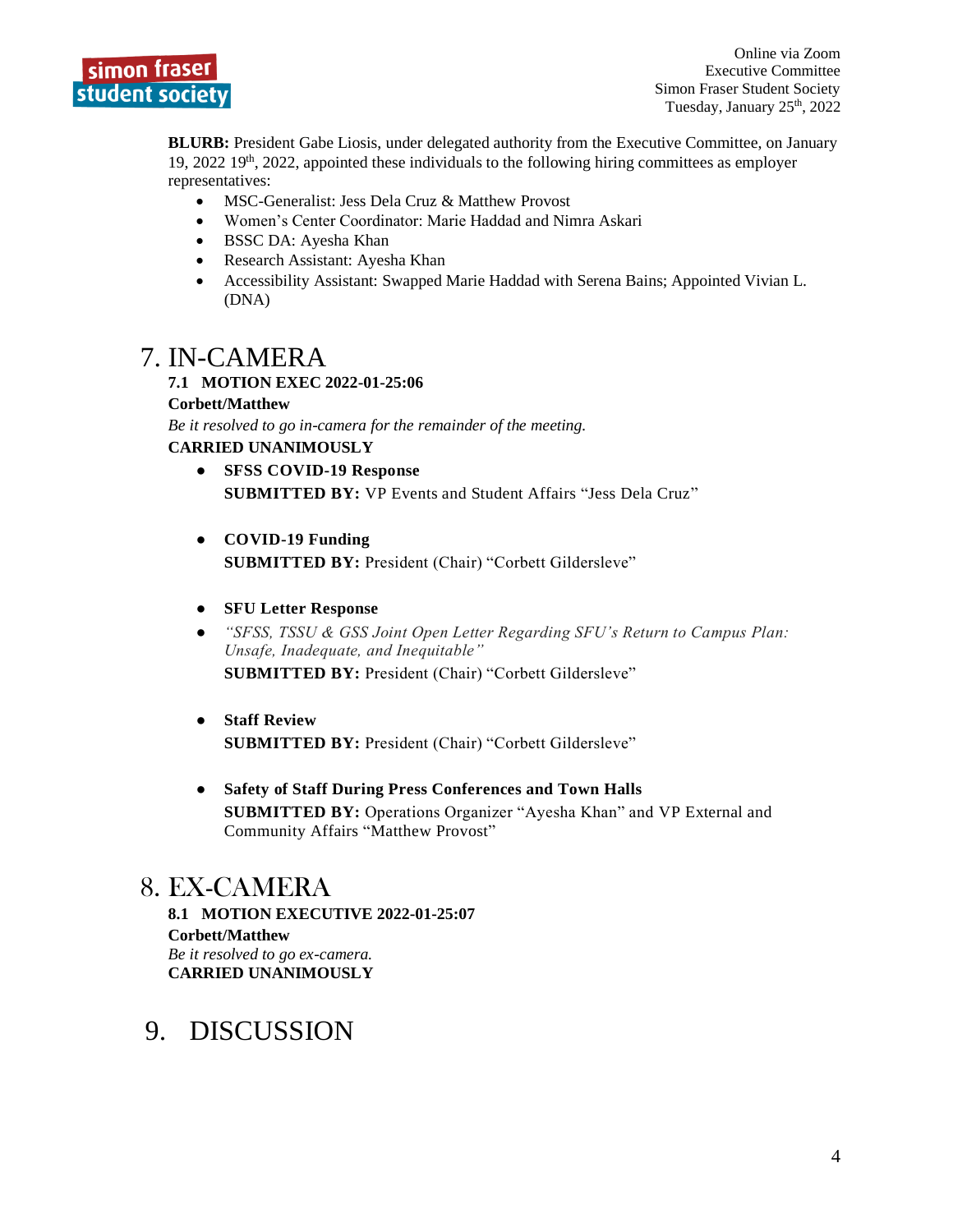**BLURB:** President Gabe Liosis, under delegated authority from the Executive Committee, on January 19, 2022 19th, 2022, appointed these individuals to the following hiring committees as employer representatives:

- MSC-Generalist: Jess Dela Cruz & Matthew Provost
- Women's Center Coordinator: Marie Haddad and Nimra Askari
- BSSC DA: Ayesha Khan
- Research Assistant: Ayesha Khan
- Accessibility Assistant: Swapped Marie Haddad with Serena Bains; Appointed Vivian L. (DNA)

# 7. IN-CAMERA

**7.1 MOTION EXEC 2022-01-25:06**

**Corbett/Matthew**

*Be it resolved to go in-camera for the remainder of the meeting.*

**CARRIED UNANIMOUSLY**

- **SFSS COVID-19 Response**
  **SUBMITTED BY:** VP Events and Student Affairs "Jess Dela Cruz"

- **COVID-19 Funding**
  **SUBMITTED BY:** President (Chair) "Corbett Gildersleve"

- **SFU Letter Response**
- *"SFSS, TSSU & GSS Joint Open Letter Regarding SFU's Return to Campus Plan: Unsafe, Inadequate, and Inequitable"*
  **SUBMITTED BY:** President (Chair) "Corbett Gildersleve"

- **Staff Review**
  **SUBMITTED BY:** President (Chair) "Corbett Gildersleve"

- **Safety of Staff During Press Conferences and Town Halls**
  **SUBMITTED BY:** Operations Organizer "Ayesha Khan" and VP External and Community Affairs "Matthew Provost"

# 8. EX-CAMERA

**8.1 MOTION EXECUTIVE 2022-01-25:07**

**Corbett/Matthew**

*Be it resolved to go ex-camera.*

**CARRIED UNANIMOUSLY**

# 9. DISCUSSION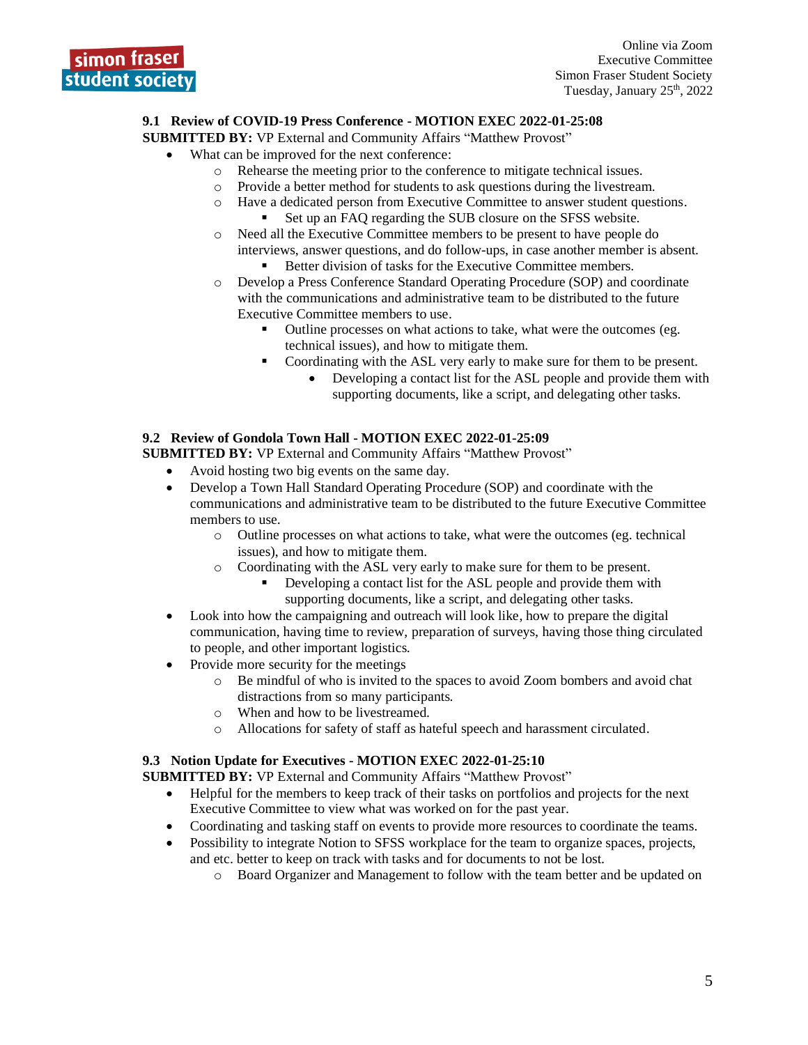### 9.1 Review of COVID-19 Press Conference - MOTION EXEC 2022-01-25:08

**SUBMITTED BY:** VP External and Community Affairs "Matthew Provost"

- What can be improved for the next conference:
  - Rehearse the meeting prior to the conference to mitigate technical issues.
  - Provide a better method for students to ask questions during the livestream.
  - Have a dedicated person from Executive Committee to answer student questions.
    - Set up an FAQ regarding the SUB closure on the SFSS website.
  - Need all the Executive Committee members to be present to have people do interviews, answer questions, and do follow-ups, in case another member is absent.
    - Better division of tasks for the Executive Committee members.
  - Develop a Press Conference Standard Operating Procedure (SOP) and coordinate with the communications and administrative team to be distributed to the future Executive Committee members to use.
    - Outline processes on what actions to take, what were the outcomes (eg. technical issues), and how to mitigate them.
    - Coordinating with the ASL very early to make sure for them to be present.
      - Developing a contact list for the ASL people and provide them with supporting documents, like a script, and delegating other tasks.

### 9.2 Review of Gondola Town Hall - MOTION EXEC 2022-01-25:09

**SUBMITTED BY:** VP External and Community Affairs "Matthew Provost"

- Avoid hosting two big events on the same day.
- Develop a Town Hall Standard Operating Procedure (SOP) and coordinate with the communications and administrative team to be distributed to the future Executive Committee members to use.
  - Outline processes on what actions to take, what were the outcomes (eg. technical issues), and how to mitigate them.
  - Coordinating with the ASL very early to make sure for them to be present.
    - Developing a contact list for the ASL people and provide them with supporting documents, like a script, and delegating other tasks.
- Look into how the campaigning and outreach will look like, how to prepare the digital communication, having time to review, preparation of surveys, having those thing circulated to people, and other important logistics.
- Provide more security for the meetings
  - Be mindful of who is invited to the spaces to avoid Zoom bombers and avoid chat distractions from so many participants.
  - When and how to be livestreamed.
  - Allocations for safety of staff as hateful speech and harassment circulated.

### 9.3 Notion Update for Executives - MOTION EXEC 2022-01-25:10

**SUBMITTED BY:** VP External and Community Affairs "Matthew Provost"

- Helpful for the members to keep track of their tasks on portfolios and projects for the next Executive Committee to view what was worked on for the past year.
- Coordinating and tasking staff on events to provide more resources to coordinate the teams.
- Possibility to integrate Notion to SFSS workplace for the team to organize spaces, projects, and etc. better to keep on track with tasks and for documents to not be lost.
  - Board Organizer and Management to follow with the team better and be updated on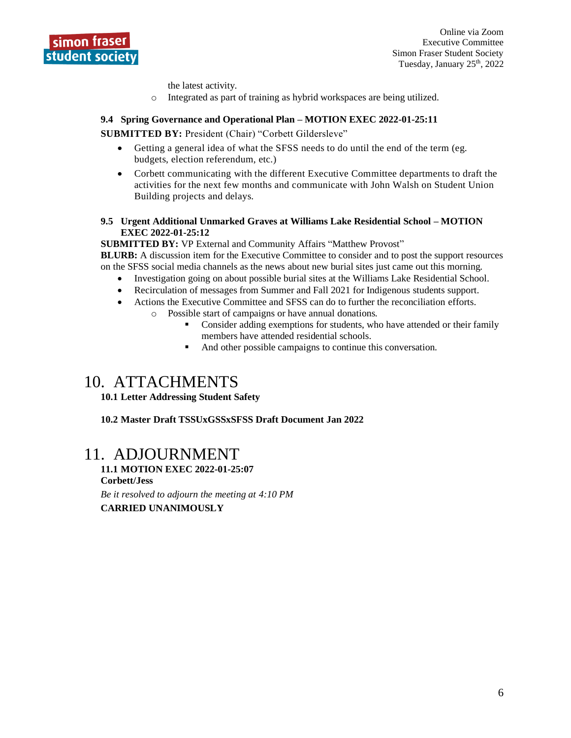the latest activity.
   - Integrated as part of training as hybrid workspaces are being utilized.

### 9.4 Spring Governance and Operational Plan – MOTION EXEC 2022-01-25:11

**SUBMITTED BY:** President (Chair) "Corbett Gildersleve"

- Getting a general idea of what the SFSS needs to do until the end of the term (eg. budgets, election referendum, etc.)
- Corbett communicating with the different Executive Committee departments to draft the activities for the next few months and communicate with John Walsh on Student Union Building projects and delays.

### 9.5 Urgent Additional Unmarked Graves at Williams Lake Residential School – MOTION EXEC 2022-01-25:12

**SUBMITTED BY:** VP External and Community Affairs "Matthew Provost"

**BLURB:** A discussion item for the Executive Committee to consider and to post the support resources on the SFSS social media channels as the news about new burial sites just came out this morning.

- Investigation going on about possible burial sites at the Williams Lake Residential School.
- Recirculation of messages from Summer and Fall 2021 for Indigenous students support.
- Actions the Executive Committee and SFSS can do to further the reconciliation efforts.
   - Possible start of campaigns or have annual donations.
      - Consider adding exemptions for students, who have attended or their family members have attended residential schools.
      - And other possible campaigns to continue this conversation.

# 10. ATTACHMENTS

**10.1 Letter Addressing Student Safety**

**10.2 Master Draft TSSUxGSSxSFSS Draft Document Jan 2022**

# 11. ADJOURNMENT

**11.1 MOTION EXEC 2022-01-25:07**

**Corbett/Jess**

*Be it resolved to adjourn the meeting at 4:10 PM*

**CARRIED UNANIMOUSLY**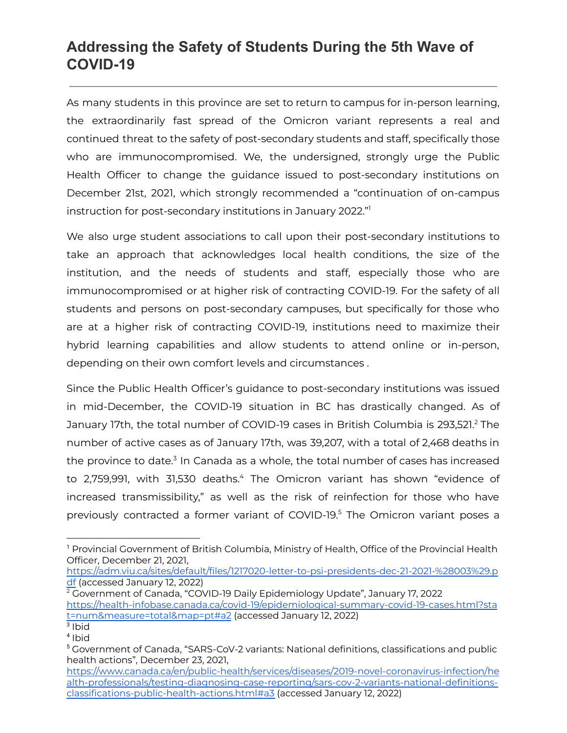## Addressing the Safety of Students During the 5th Wave of COVID-19

---

As many students in this province are set to return to campus for in-person learning, the extraordinarily fast spread of the Omicron variant represents a real and continued threat to the safety of post-secondary students and staff, specifically those who are immunocompromised. We, the undersigned, strongly urge the Public Health Officer to change the guidance issued to post-secondary institutions on December 21st, 2021, which strongly recommended a "continuation of on-campus instruction for post-secondary institutions in January 2022."[1]

We also urge student associations to call upon their post-secondary institutions to take an approach that acknowledges local health conditions, the size of the institution, and the needs of students and staff, especially those who are immunocompromised or at higher risk of contracting COVID-19. For the safety of all students and persons on post-secondary campuses, but specifically for those who are at a higher risk of contracting COVID-19, institutions need to maximize their hybrid learning capabilities and allow students to attend online or in-person, depending on their own comfort levels and circumstances .

Since the Public Health Officer's guidance to post-secondary institutions was issued in mid-December, the COVID-19 situation in BC has drastically changed. As of January 17th, the total number of COVID-19 cases in British Columbia is 293,521.[2] The number of active cases as of January 17th, was 39,207, with a total of 2,468 deaths in the province to date.[3] In Canada as a whole, the total number of cases has increased to 2,759,991, with 31,530 deaths.[4] The Omicron variant has shown "evidence of increased transmissibility," as well as the risk of reinfection for those who have previously contracted a former variant of COVID-19.[5] The Omicron variant poses a

---

[1] Provincial Government of British Columbia, Ministry of Health, Office of the Provincial Health Officer, December 21, 2021, https://adm.viu.ca/sites/default/files/1217020-letter-to-psi-presidents-dec-21-2021-%28003%29.pdf (accessed January 12, 2022)

[2] Government of Canada, "COVID-19 Daily Epidemiology Update", January 17, 2022 https://health-infobase.canada.ca/covid-19/epidemiological-summary-covid-19-cases.html?stat=num&measure=total&map=pt#a2 (accessed January 12, 2022)

[3] Ibid

[4] Ibid

[5] Government of Canada, "SARS-CoV-2 variants: National definitions, classifications and public health actions", December 23, 2021, https://www.canada.ca/en/public-health/services/diseases/2019-novel-coronavirus-infection/health-professionals/testing-diagnosing-case-reporting/sars-cov-2-variants-national-definitions-classifications-public-health-actions.html#a3 (accessed January 12, 2022)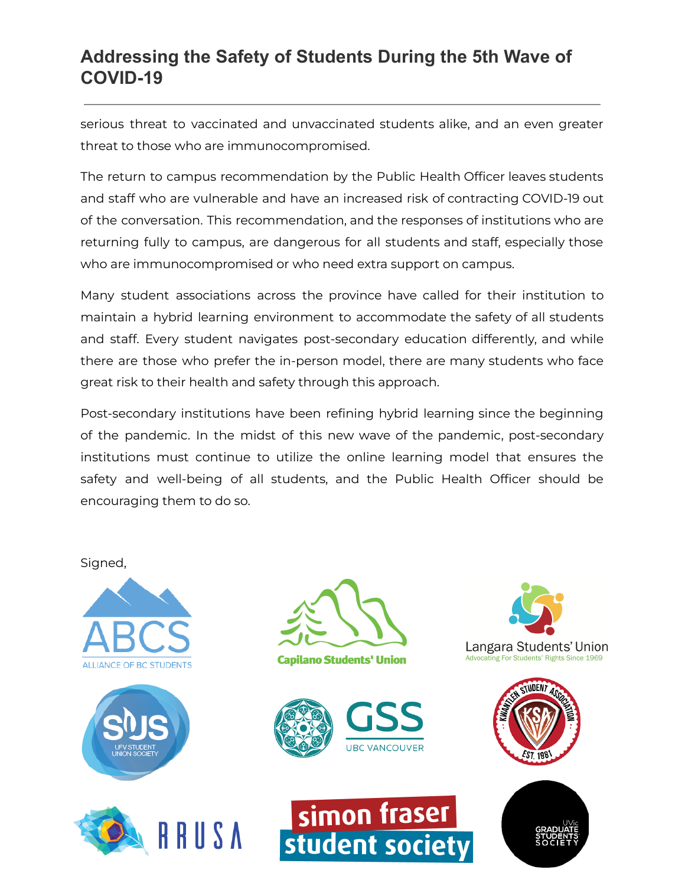serious threat to vaccinated and unvaccinated students alike, and an even greater threat to those who are immunocompromised.

The return to campus recommendation by the Public Health Officer leaves students and staff who are vulnerable and have an increased risk of contracting COVID-19 out of the conversation. This recommendation, and the responses of institutions who are returning fully to campus, are dangerous for all students and staff, especially those who are immunocompromised or who need extra support on campus.

Many student associations across the province have called for their institution to maintain a hybrid learning environment to accommodate the safety of all students and staff. Every student navigates post-secondary education differently, and while there are those who prefer the in-person model, there are many students who face great risk to their health and safety through this approach.

Post-secondary institutions have been refining hybrid learning since the beginning of the pandemic. In the midst of this new wave of the pandemic, post-secondary institutions must continue to utilize the online learning model that ensures the safety and well-being of all students, and the Public Health Officer should be encouraging them to do so.

Signed,

ABCS – Alliance of BC Students

Capilano Students' Union

Langara Students' Union – Advocating For Students' Rights Since 1969

SUS – UFV Student Union Society

GSS – UBC Vancouver

Kwantlen Student Association – KSA – Est. 1981

RRUSA

Simon Fraser Student Society

UVic Graduate Students Society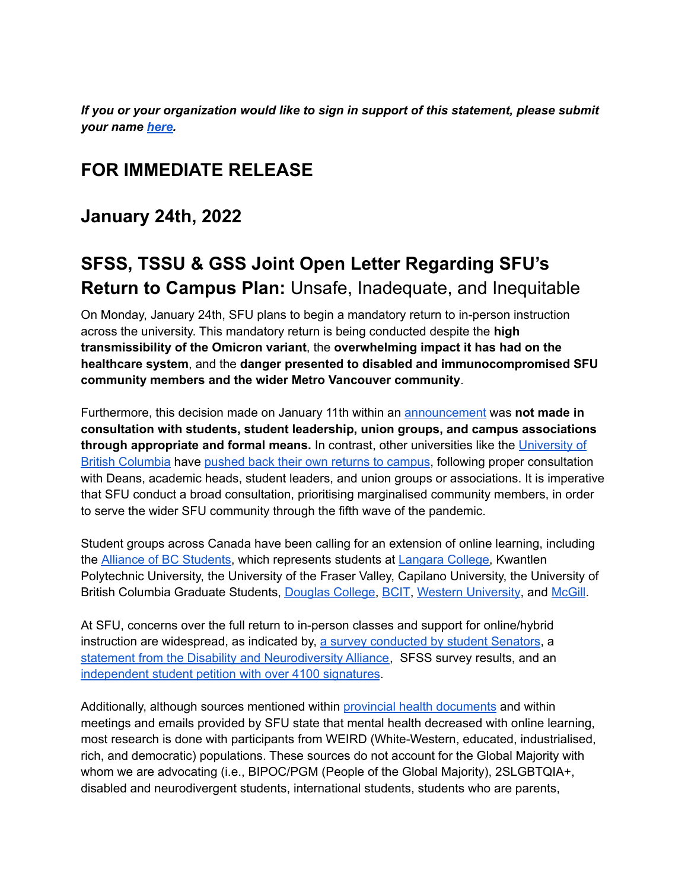***If you or your organization would like to sign in support of this statement, please submit your name [here](#).***

## FOR IMMEDIATE RELEASE

## January 24th, 2022

## SFSS, TSSU & GSS Joint Open Letter Regarding SFU's Return to Campus Plan: Unsafe, Inadequate, and Inequitable

On Monday, January 24th, SFU plans to begin a mandatory return to in-person instruction across the university. This mandatory return is being conducted despite the **high transmissibility of the Omicron variant**, the **overwhelming impact it has had on the healthcare system**, and the **danger presented to disabled and immunocompromised SFU community members and the wider Metro Vancouver community**.

Furthermore, this decision made on January 11th within an [announcement](#) was **not made in consultation with students, student leadership, union groups, and campus associations through appropriate and formal means.** In contrast, other universities like the [University of British Columbia](#) have [pushed back their own returns to campus](#), following proper consultation with Deans, academic heads, student leaders, and union groups or associations. It is imperative that SFU conduct a broad consultation, prioritising marginalised community members, in order to serve the wider SFU community through the fifth wave of the pandemic.

Student groups across Canada have been calling for an extension of online learning, including the [Alliance of BC Students](#), which represents students at [Langara College](#), Kwantlen Polytechnic University, the University of the Fraser Valley, Capilano University, the University of British Columbia Graduate Students, [Douglas College](#), [BCIT](#), [Western University](#), and [McGill](#).

At SFU, concerns over the full return to in-person classes and support for online/hybrid instruction are widespread, as indicated by, [a survey conducted by student Senators](#), a [statement from the Disability and Neurodiversity Alliance](#), SFSS survey results, and an [independent student petition with over 4100 signatures](#).

Additionally, although sources mentioned within [provincial health documents](#) and within meetings and emails provided by SFU state that mental health decreased with online learning, most research is done with participants from WEIRD (White-Western, educated, industrialised, rich, and democratic) populations. These sources do not account for the Global Majority with whom we are advocating (i.e., BIPOC/PGM (People of the Global Majority), 2SLGBTQIA+, disabled and neurodivergent students, international students, students who are parents,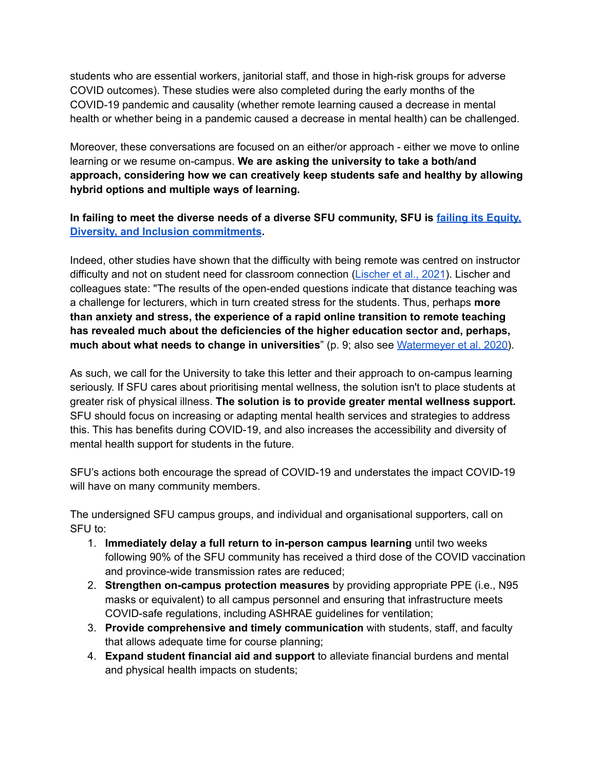students who are essential workers, janitorial staff, and those in high-risk groups for adverse COVID outcomes). These studies were also completed during the early months of the COVID-19 pandemic and causality (whether remote learning caused a decrease in mental health or whether being in a pandemic caused a decrease in mental health) can be challenged.

Moreover, these conversations are focused on an either/or approach - either we move to online learning or we resume on-campus. **We are asking the university to take a both/and approach, considering how we can creatively keep students safe and healthy by allowing hybrid options and multiple ways of learning.**

**In failing to meet the diverse needs of a diverse SFU community, SFU is failing its Equity, Diversity, and Inclusion commitments.**

Indeed, other studies have shown that the difficulty with being remote was centred on instructor difficulty and not on student need for classroom connection (Lischer et al., 2021). Lischer and colleagues state: "The results of the open-ended questions indicate that distance teaching was a challenge for lecturers, which in turn created stress for the students. Thus, perhaps **more than anxiety and stress, the experience of a rapid online transition to remote teaching has revealed much about the deficiencies of the higher education sector and, perhaps, much about what needs to change in universities**" (p. 9; also see Watermeyer et al. 2020).

As such, we call for the University to take this letter and their approach to on-campus learning seriously. If SFU cares about prioritising mental wellness, the solution isn't to place students at greater risk of physical illness. **The solution is to provide greater mental wellness support.** SFU should focus on increasing or adapting mental health services and strategies to address this. This has benefits during COVID-19, and also increases the accessibility and diversity of mental health support for students in the future.

SFU's actions both encourage the spread of COVID-19 and understates the impact COVID-19 will have on many community members.

The undersigned SFU campus groups, and individual and organisational supporters, call on SFU to:

1. **Immediately delay a full return to in-person campus learning** until two weeks following 90% of the SFU community has received a third dose of the COVID vaccination and province-wide transmission rates are reduced;
2. **Strengthen on-campus protection measures** by providing appropriate PPE (i.e., N95 masks or equivalent) to all campus personnel and ensuring that infrastructure meets COVID-safe regulations, including ASHRAE guidelines for ventilation;
3. **Provide comprehensive and timely communication** with students, staff, and faculty that allows adequate time for course planning;
4. **Expand student financial aid and support** to alleviate financial burdens and mental and physical health impacts on students;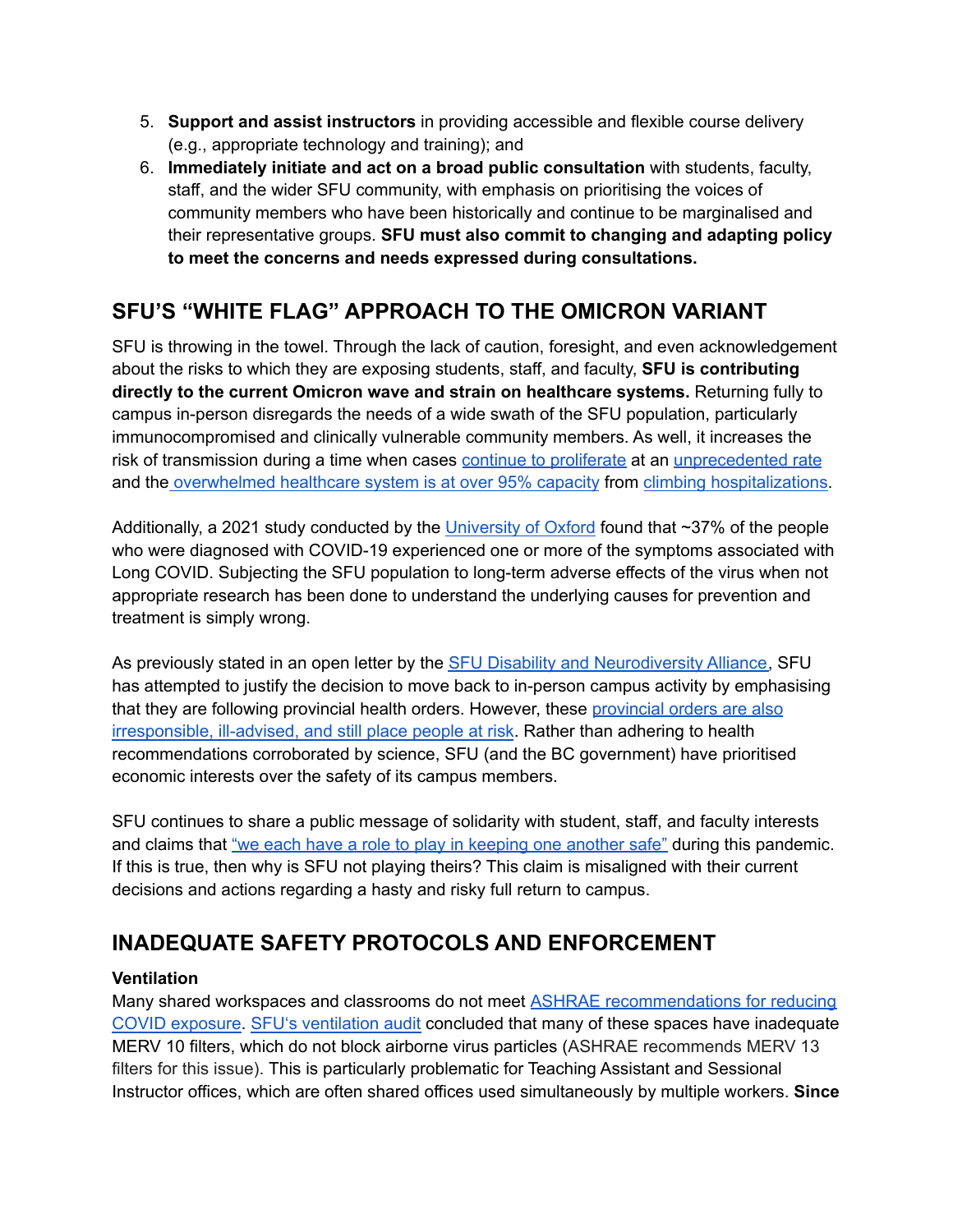5. **Support and assist instructors** in providing accessible and flexible course delivery (e.g., appropriate technology and training); and
6. **Immediately initiate and act on a broad public consultation** with students, faculty, staff, and the wider SFU community, with emphasis on prioritising the voices of community members who have been historically and continue to be marginalised and their representative groups. **SFU must also commit to changing and adapting policy to meet the concerns and needs expressed during consultations.**

## SFU'S "WHITE FLAG" APPROACH TO THE OMICRON VARIANT

SFU is throwing in the towel. Through the lack of caution, foresight, and even acknowledgement about the risks to which they are exposing students, staff, and faculty, **SFU is contributing directly to the current Omicron wave and strain on healthcare systems.** Returning fully to campus in-person disregards the needs of a wide swath of the SFU population, particularly immunocompromised and clinically vulnerable community members. As well, it increases the risk of transmission during a time when cases continue to proliferate at an unprecedented rate and the overwhelmed healthcare system is at over 95% capacity from climbing hospitalizations.

Additionally, a 2021 study conducted by the University of Oxford found that ~37% of the people who were diagnosed with COVID-19 experienced one or more of the symptoms associated with Long COVID. Subjecting the SFU population to long-term adverse effects of the virus when not appropriate research has been done to understand the underlying causes for prevention and treatment is simply wrong.

As previously stated in an open letter by the SFU Disability and Neurodiversity Alliance, SFU has attempted to justify the decision to move back to in-person campus activity by emphasising that they are following provincial health orders. However, these provincial orders are also irresponsible, ill-advised, and still place people at risk. Rather than adhering to health recommendations corroborated by science, SFU (and the BC government) have prioritised economic interests over the safety of its campus members.

SFU continues to share a public message of solidarity with student, staff, and faculty interests and claims that "we each have a role to play in keeping one another safe" during this pandemic. If this is true, then why is SFU not playing theirs? This claim is misaligned with their current decisions and actions regarding a hasty and risky full return to campus.

## INADEQUATE SAFETY PROTOCOLS AND ENFORCEMENT

**Ventilation**

Many shared workspaces and classrooms do not meet ASHRAE recommendations for reducing COVID exposure. SFU's ventilation audit concluded that many of these spaces have inadequate MERV 10 filters, which do not block airborne virus particles (ASHRAE recommends MERV 13 filters for this issue). This is particularly problematic for Teaching Assistant and Sessional Instructor offices, which are often shared offices used simultaneously by multiple workers. **Since**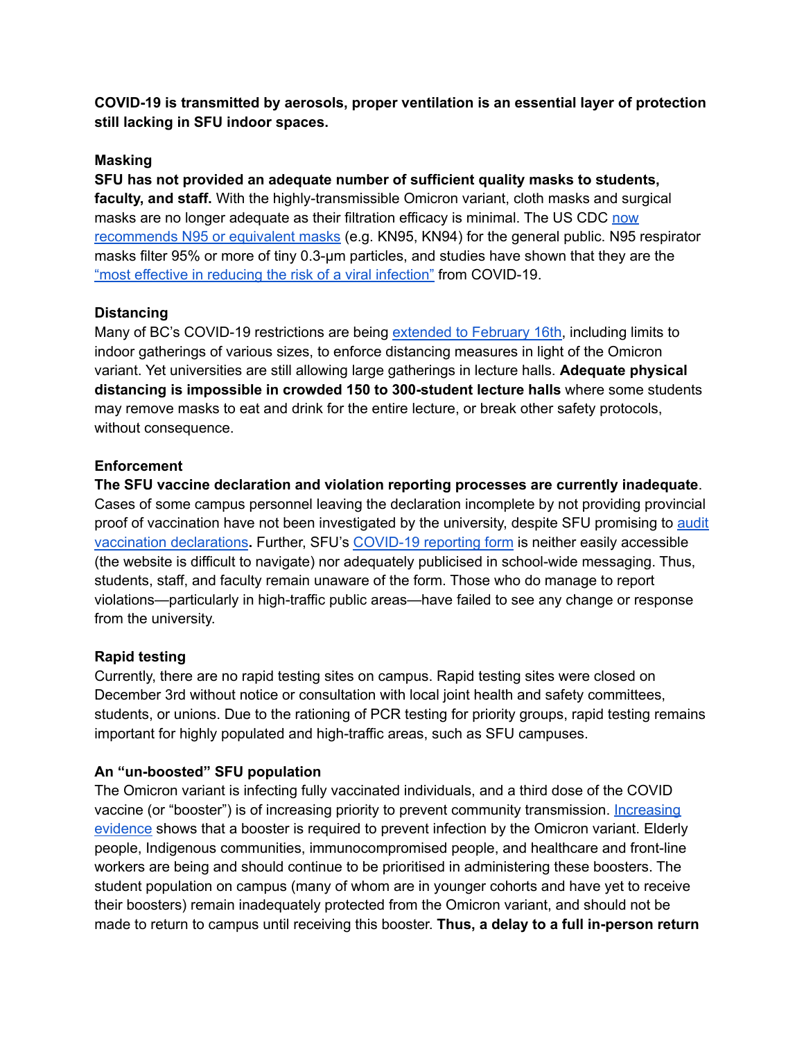**COVID-19 is transmitted by aerosols, proper ventilation is an essential layer of protection still lacking in SFU indoor spaces.**

### Masking

**SFU has not provided an adequate number of sufficient quality masks to students, faculty, and staff.** With the highly-transmissible Omicron variant, cloth masks and surgical masks are no longer adequate as their filtration efficacy is minimal. The US CDC now recommends N95 or equivalent masks (e.g. KN95, KN94) for the general public. N95 respirator masks filter 95% or more of tiny 0.3-μm particles, and studies have shown that they are the "most effective in reducing the risk of a viral infection" from COVID-19.

### Distancing

Many of BC's COVID-19 restrictions are being extended to February 16th, including limits to indoor gatherings of various sizes, to enforce distancing measures in light of the Omicron variant. Yet universities are still allowing large gatherings in lecture halls. **Adequate physical distancing is impossible in crowded 150 to 300-student lecture halls** where some students may remove masks to eat and drink for the entire lecture, or break other safety protocols, without consequence.

### Enforcement

**The SFU vaccine declaration and violation reporting processes are currently inadequate**. Cases of some campus personnel leaving the declaration incomplete by not providing provincial proof of vaccination have not been investigated by the university, despite SFU promising to audit vaccination declarations**.** Further, SFU's COVID-19 reporting form is neither easily accessible (the website is difficult to navigate) nor adequately publicised in school-wide messaging. Thus, students, staff, and faculty remain unaware of the form. Those who do manage to report violations—particularly in high-traffic public areas—have failed to see any change or response from the university.

### Rapid testing

Currently, there are no rapid testing sites on campus. Rapid testing sites were closed on December 3rd without notice or consultation with local joint health and safety committees, students, or unions. Due to the rationing of PCR testing for priority groups, rapid testing remains important for highly populated and high-traffic areas, such as SFU campuses.

### An "un-boosted" SFU population

The Omicron variant is infecting fully vaccinated individuals, and a third dose of the COVID vaccine (or "booster") is of increasing priority to prevent community transmission. Increasing evidence shows that a booster is required to prevent infection by the Omicron variant. Elderly people, Indigenous communities, immunocompromised people, and healthcare and front-line workers are being and should continue to be prioritised in administering these boosters. The student population on campus (many of whom are in younger cohorts and have yet to receive their boosters) remain inadequately protected from the Omicron variant, and should not be made to return to campus until receiving this booster. **Thus, a delay to a full in-person return**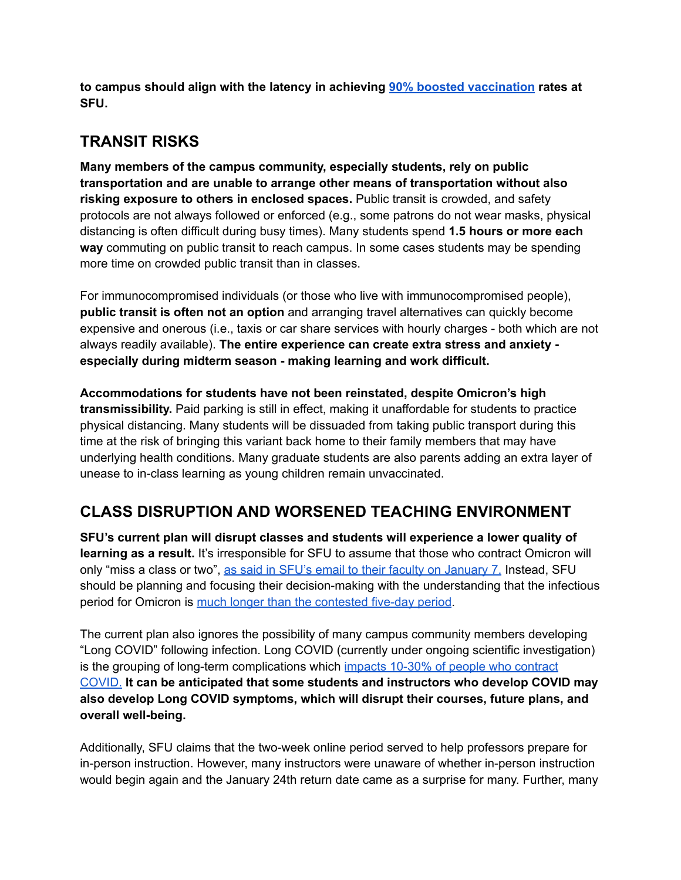**to campus should align with the latency in achieving [90% boosted vaccination](#) rates at SFU.**

## TRANSIT RISKS

**Many members of the campus community, especially students, rely on public transportation and are unable to arrange other means of transportation without also risking exposure to others in enclosed spaces.** Public transit is crowded, and safety protocols are not always followed or enforced (e.g., some patrons do not wear masks, physical distancing is often difficult during busy times). Many students spend **1.5 hours or more each way** commuting on public transit to reach campus. In some cases students may be spending more time on crowded public transit than in classes.

For immunocompromised individuals (or those who live with immunocompromised people), **public transit is often not an option** and arranging travel alternatives can quickly become expensive and onerous (i.e., taxis or car share services with hourly charges - both which are not always readily available). **The entire experience can create extra stress and anxiety - especially during midterm season - making learning and work difficult.**

**Accommodations for students have not been reinstated, despite Omicron's high transmissibility.** Paid parking is still in effect, making it unaffordable for students to practice physical distancing. Many students will be dissuaded from taking public transport during this time at the risk of bringing this variant back home to their family members that may have underlying health conditions. Many graduate students are also parents adding an extra layer of unease to in-class learning as young children remain unvaccinated.

## CLASS DISRUPTION AND WORSENED TEACHING ENVIRONMENT

**SFU's current plan will disrupt classes and students will experience a lower quality of learning as a result.** It's irresponsible for SFU to assume that those who contract Omicron will only "miss a class or two", [as said in SFU's email to their faculty on January 7.](#) Instead, SFU should be planning and focusing their decision-making with the understanding that the infectious period for Omicron is [much longer than the contested five-day period](#).

The current plan also ignores the possibility of many campus community members developing "Long COVID" following infection. Long COVID (currently under ongoing scientific investigation) is the grouping of long-term complications which [impacts 10-30% of people who contract COVID.](#) **It can be anticipated that some students and instructors who develop COVID may also develop Long COVID symptoms, which will disrupt their courses, future plans, and overall well-being.**

Additionally, SFU claims that the two-week online period served to help professors prepare for in-person instruction. However, many instructors were unaware of whether in-person instruction would begin again and the January 24th return date came as a surprise for many. Further, many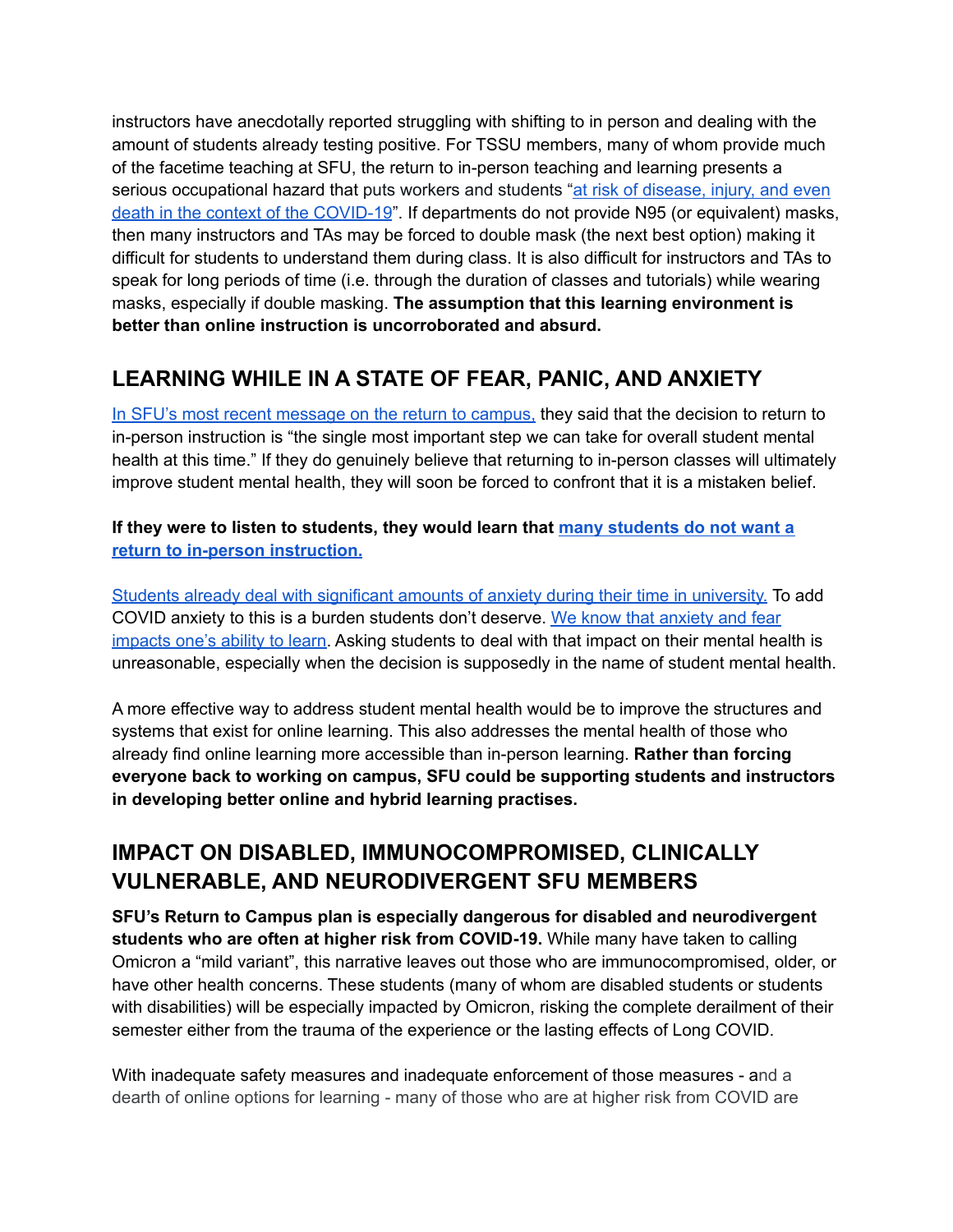instructors have anecdotally reported struggling with shifting to in person and dealing with the amount of students already testing positive. For TSSU members, many of whom provide much of the facetime teaching at SFU, the return to in-person teaching and learning presents a serious occupational hazard that puts workers and students "at risk of disease, injury, and even death in the context of the COVID-19". If departments do not provide N95 (or equivalent) masks, then many instructors and TAs may be forced to double mask (the next best option) making it difficult for students to understand them during class. It is also difficult for instructors and TAs to speak for long periods of time (i.e. through the duration of classes and tutorials) while wearing masks, especially if double masking. **The assumption that this learning environment is better than online instruction is uncorroborated and absurd.**

## LEARNING WHILE IN A STATE OF FEAR, PANIC, AND ANXIETY

In SFU's most recent message on the return to campus, they said that the decision to return to in-person instruction is "the single most important step we can take for overall student mental health at this time." If they do genuinely believe that returning to in-person classes will ultimately improve student mental health, they will soon be forced to confront that it is a mistaken belief.

**If they were to listen to students, they would learn that many students do not want a return to in-person instruction.**

Students already deal with significant amounts of anxiety during their time in university. To add COVID anxiety to this is a burden students don't deserve. We know that anxiety and fear impacts one's ability to learn. Asking students to deal with that impact on their mental health is unreasonable, especially when the decision is supposedly in the name of student mental health.

A more effective way to address student mental health would be to improve the structures and systems that exist for online learning. This also addresses the mental health of those who already find online learning more accessible than in-person learning. **Rather than forcing everyone back to working on campus, SFU could be supporting students and instructors in developing better online and hybrid learning practises.**

## IMPACT ON DISABLED, IMMUNOCOMPROMISED, CLINICALLY VULNERABLE, AND NEURODIVERGENT SFU MEMBERS

**SFU's Return to Campus plan is especially dangerous for disabled and neurodivergent students who are often at higher risk from COVID-19.** While many have taken to calling Omicron a "mild variant", this narrative leaves out those who are immunocompromised, older, or have other health concerns. These students (many of whom are disabled students or students with disabilities) will be especially impacted by Omicron, risking the complete derailment of their semester either from the trauma of the experience or the lasting effects of Long COVID.

With inadequate safety measures and inadequate enforcement of those measures - and a dearth of online options for learning - many of those who are at higher risk from COVID are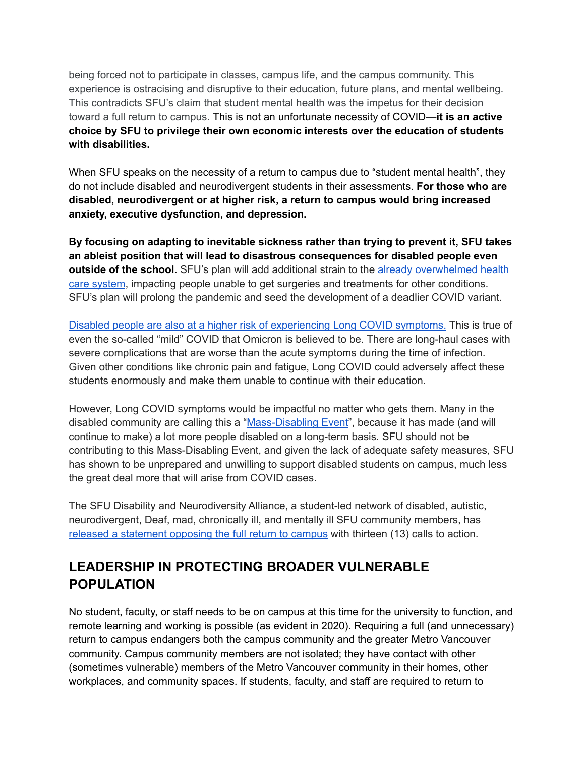being forced not to participate in classes, campus life, and the campus community. This experience is ostracising and disruptive to their education, future plans, and mental wellbeing. This contradicts SFU's claim that student mental health was the impetus for their decision toward a full return to campus. This is not an unfortunate necessity of COVID—**it is an active choice by SFU to privilege their own economic interests over the education of students with disabilities.**

When SFU speaks on the necessity of a return to campus due to "student mental health", they do not include disabled and neurodivergent students in their assessments. **For those who are disabled, neurodivergent or at higher risk, a return to campus would bring increased anxiety, executive dysfunction, and depression.**

**By focusing on adapting to inevitable sickness rather than trying to prevent it, SFU takes an ableist position that will lead to disastrous consequences for disabled people even outside of the school.** SFU's plan will add additional strain to the already overwhelmed health care system, impacting people unable to get surgeries and treatments for other conditions. SFU's plan will prolong the pandemic and seed the development of a deadlier COVID variant.

Disabled people are also at a higher risk of experiencing Long COVID symptoms. This is true of even the so-called "mild" COVID that Omicron is believed to be. There are long-haul cases with severe complications that are worse than the acute symptoms during the time of infection. Given other conditions like chronic pain and fatigue, Long COVID could adversely affect these students enormously and make them unable to continue with their education.

However, Long COVID symptoms would be impactful no matter who gets them. Many in the disabled community are calling this a "Mass-Disabling Event", because it has made (and will continue to make) a lot more people disabled on a long-term basis. SFU should not be contributing to this Mass-Disabling Event, and given the lack of adequate safety measures, SFU has shown to be unprepared and unwilling to support disabled students on campus, much less the great deal more that will arise from COVID cases.

The SFU Disability and Neurodiversity Alliance, a student-led network of disabled, autistic, neurodivergent, Deaf, mad, chronically ill, and mentally ill SFU community members, has released a statement opposing the full return to campus with thirteen (13) calls to action.

## LEADERSHIP IN PROTECTING BROADER VULNERABLE POPULATION

No student, faculty, or staff needs to be on campus at this time for the university to function, and remote learning and working is possible (as evident in 2020). Requiring a full (and unnecessary) return to campus endangers both the campus community and the greater Metro Vancouver community. Campus community members are not isolated; they have contact with other (sometimes vulnerable) members of the Metro Vancouver community in their homes, other workplaces, and community spaces. If students, faculty, and staff are required to return to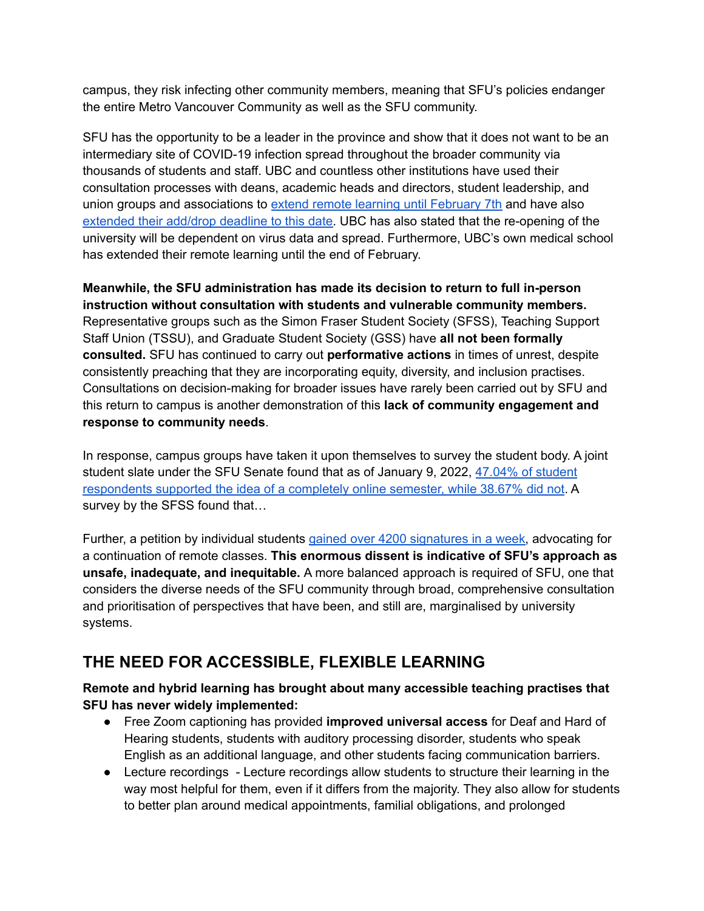campus, they risk infecting other community members, meaning that SFU's policies endanger the entire Metro Vancouver Community as well as the SFU community.

SFU has the opportunity to be a leader in the province and show that it does not want to be an intermediary site of COVID-19 infection spread throughout the broader community via thousands of students and staff. UBC and countless other institutions have used their consultation processes with deans, academic heads and directors, student leadership, and union groups and associations to extend remote learning until February 7th and have also extended their add/drop deadline to this date. UBC has also stated that the re-opening of the university will be dependent on virus data and spread. Furthermore, UBC's own medical school has extended their remote learning until the end of February.

**Meanwhile, the SFU administration has made its decision to return to full in-person instruction without consultation with students and vulnerable community members.** Representative groups such as the Simon Fraser Student Society (SFSS), Teaching Support Staff Union (TSSU), and Graduate Student Society (GSS) have **all not been formally consulted.** SFU has continued to carry out **performative actions** in times of unrest, despite consistently preaching that they are incorporating equity, diversity, and inclusion practises. Consultations on decision-making for broader issues have rarely been carried out by SFU and this return to campus is another demonstration of this **lack of community engagement and response to community needs**.

In response, campus groups have taken it upon themselves to survey the student body. A joint student slate under the SFU Senate found that as of January 9, 2022, 47.04% of student respondents supported the idea of a completely online semester, while 38.67% did not. A survey by the SFSS found that…

Further, a petition by individual students gained over 4200 signatures in a week, advocating for a continuation of remote classes. **This enormous dissent is indicative of SFU's approach as unsafe, inadequate, and inequitable.** A more balanced approach is required of SFU, one that considers the diverse needs of the SFU community through broad, comprehensive consultation and prioritisation of perspectives that have been, and still are, marginalised by university systems.

## THE NEED FOR ACCESSIBLE, FLEXIBLE LEARNING

**Remote and hybrid learning has brought about many accessible teaching practises that SFU has never widely implemented:**

- Free Zoom captioning has provided **improved universal access** for Deaf and Hard of Hearing students, students with auditory processing disorder, students who speak English as an additional language, and other students facing communication barriers.
- Lecture recordings - Lecture recordings allow students to structure their learning in the way most helpful for them, even if it differs from the majority. They also allow for students to better plan around medical appointments, familial obligations, and prolonged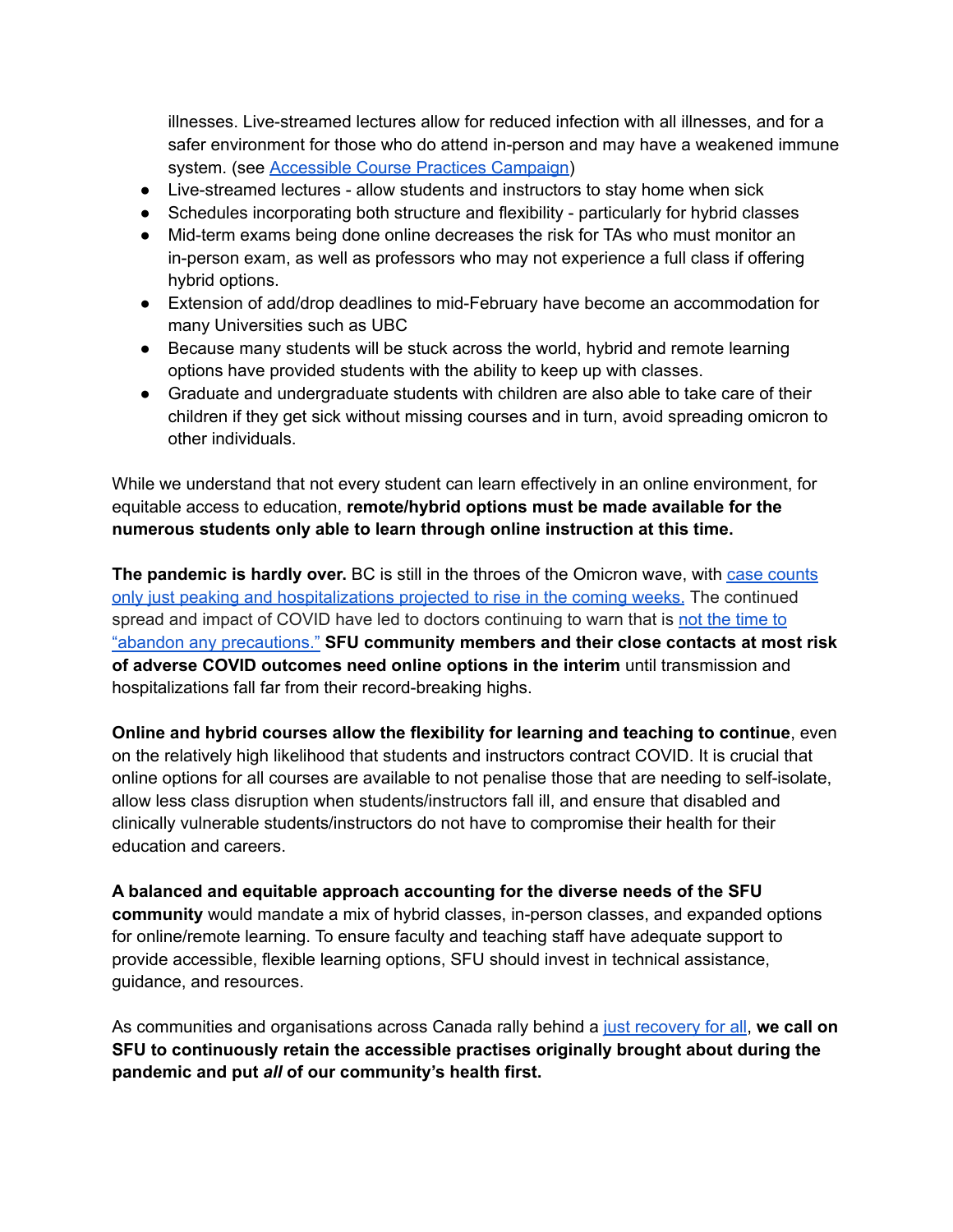illnesses. Live-streamed lectures allow for reduced infection with all illnesses, and for a safer environment for those who do attend in-person and may have a weakened immune system. (see Accessible Course Practices Campaign)

- Live-streamed lectures - allow students and instructors to stay home when sick
- Schedules incorporating both structure and flexibility - particularly for hybrid classes
- Mid-term exams being done online decreases the risk for TAs who must monitor an in-person exam, as well as professors who may not experience a full class if offering hybrid options.
- Extension of add/drop deadlines to mid-February have become an accommodation for many Universities such as UBC
- Because many students will be stuck across the world, hybrid and remote learning options have provided students with the ability to keep up with classes.
- Graduate and undergraduate students with children are also able to take care of their children if they get sick without missing courses and in turn, avoid spreading omicron to other individuals.

While we understand that not every student can learn effectively in an online environment, for equitable access to education, **remote/hybrid options must be made available for the numerous students only able to learn through online instruction at this time.**

**The pandemic is hardly over.** BC is still in the throes of the Omicron wave, with case counts only just peaking and hospitalizations projected to rise in the coming weeks. The continued spread and impact of COVID have led to doctors continuing to warn that is not the time to "abandon any precautions." **SFU community members and their close contacts at most risk of adverse COVID outcomes need online options in the interim** until transmission and hospitalizations fall far from their record-breaking highs.

**Online and hybrid courses allow the flexibility for learning and teaching to continue**, even on the relatively high likelihood that students and instructors contract COVID. It is crucial that online options for all courses are available to not penalise those that are needing to self-isolate, allow less class disruption when students/instructors fall ill, and ensure that disabled and clinically vulnerable students/instructors do not have to compromise their health for their education and careers.

**A balanced and equitable approach accounting for the diverse needs of the SFU community** would mandate a mix of hybrid classes, in-person classes, and expanded options for online/remote learning. To ensure faculty and teaching staff have adequate support to provide accessible, flexible learning options, SFU should invest in technical assistance, guidance, and resources.

As communities and organisations across Canada rally behind a just recovery for all, **we call on SFU to continuously retain the accessible practises originally brought about during the pandemic and put *all* of our community's health first.**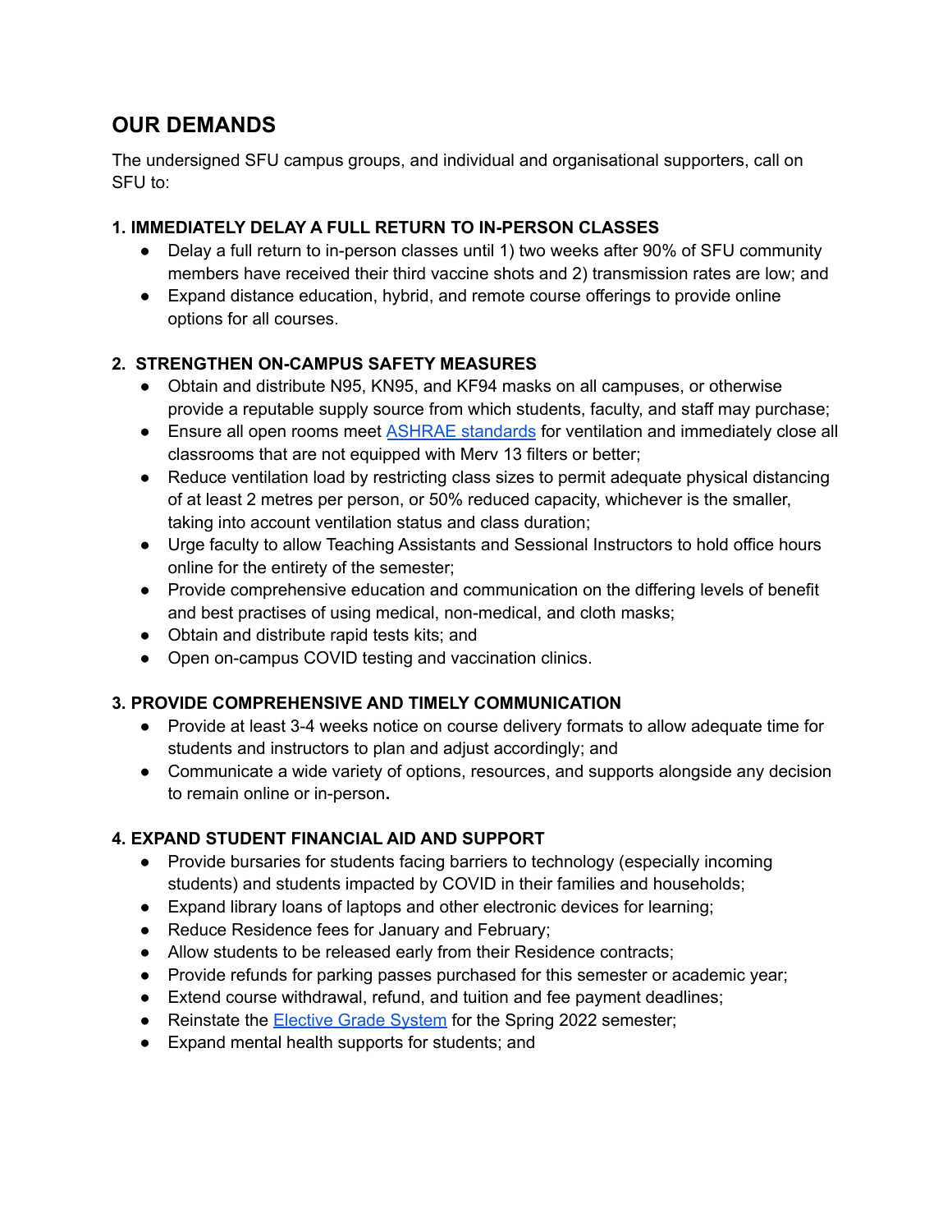## OUR DEMANDS

The undersigned SFU campus groups, and individual and organisational supporters, call on SFU to:

### 1. IMMEDIATELY DELAY A FULL RETURN TO IN-PERSON CLASSES

- Delay a full return to in-person classes until 1) two weeks after 90% of SFU community members have received their third vaccine shots and 2) transmission rates are low; and
- Expand distance education, hybrid, and remote course offerings to provide online options for all courses.

### 2. STRENGTHEN ON-CAMPUS SAFETY MEASURES

- Obtain and distribute N95, KN95, and KF94 masks on all campuses, or otherwise provide a reputable supply source from which students, faculty, and staff may purchase;
- Ensure all open rooms meet ASHRAE standards for ventilation and immediately close all classrooms that are not equipped with Merv 13 filters or better;
- Reduce ventilation load by restricting class sizes to permit adequate physical distancing of at least 2 metres per person, or 50% reduced capacity, whichever is the smaller, taking into account ventilation status and class duration;
- Urge faculty to allow Teaching Assistants and Sessional Instructors to hold office hours online for the entirety of the semester;
- Provide comprehensive education and communication on the differing levels of benefit and best practises of using medical, non-medical, and cloth masks;
- Obtain and distribute rapid tests kits; and
- Open on-campus COVID testing and vaccination clinics.

### 3. PROVIDE COMPREHENSIVE AND TIMELY COMMUNICATION

- Provide at least 3-4 weeks notice on course delivery formats to allow adequate time for students and instructors to plan and adjust accordingly; and
- Communicate a wide variety of options, resources, and supports alongside any decision to remain online or in-person**.**

### 4. EXPAND STUDENT FINANCIAL AID AND SUPPORT

- Provide bursaries for students facing barriers to technology (especially incoming students) and students impacted by COVID in their families and households;
- Expand library loans of laptops and other electronic devices for learning;
- Reduce Residence fees for January and February;
- Allow students to be released early from their Residence contracts;
- Provide refunds for parking passes purchased for this semester or academic year;
- Extend course withdrawal, refund, and tuition and fee payment deadlines;
- Reinstate the Elective Grade System for the Spring 2022 semester;
- Expand mental health supports for students; and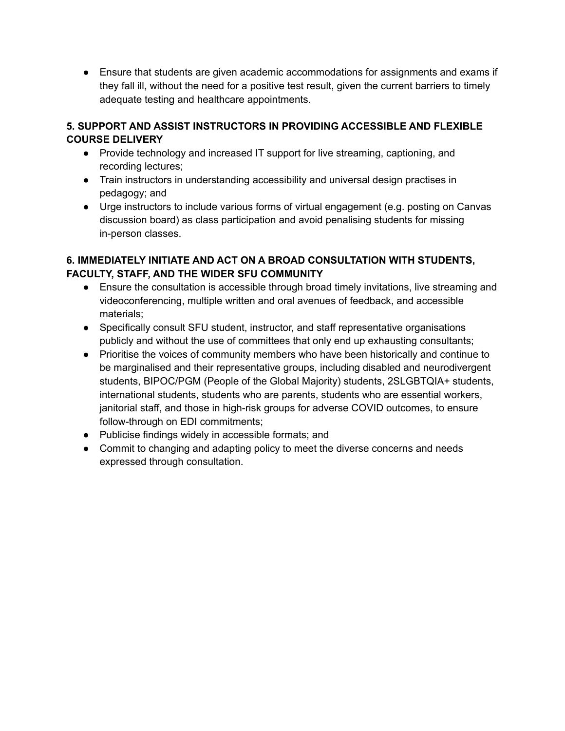- Ensure that students are given academic accommodations for assignments and exams if they fall ill, without the need for a positive test result, given the current barriers to timely adequate testing and healthcare appointments.

**5. SUPPORT AND ASSIST INSTRUCTORS IN PROVIDING ACCESSIBLE AND FLEXIBLE COURSE DELIVERY**

- Provide technology and increased IT support for live streaming, captioning, and recording lectures;
- Train instructors in understanding accessibility and universal design practises in pedagogy; and
- Urge instructors to include various forms of virtual engagement (e.g. posting on Canvas discussion board) as class participation and avoid penalising students for missing in-person classes.

**6. IMMEDIATELY INITIATE AND ACT ON A BROAD CONSULTATION WITH STUDENTS, FACULTY, STAFF, AND THE WIDER SFU COMMUNITY**

- Ensure the consultation is accessible through broad timely invitations, live streaming and videoconferencing, multiple written and oral avenues of feedback, and accessible materials;
- Specifically consult SFU student, instructor, and staff representative organisations publicly and without the use of committees that only end up exhausting consultants;
- Prioritise the voices of community members who have been historically and continue to be marginalised and their representative groups, including disabled and neurodivergent students, BIPOC/PGM (People of the Global Majority) students, 2SLGBTQIA+ students, international students, students who are parents, students who are essential workers, janitorial staff, and those in high-risk groups for adverse COVID outcomes, to ensure follow-through on EDI commitments;
- Publicise findings widely in accessible formats; and
- Commit to changing and adapting policy to meet the diverse concerns and needs expressed through consultation.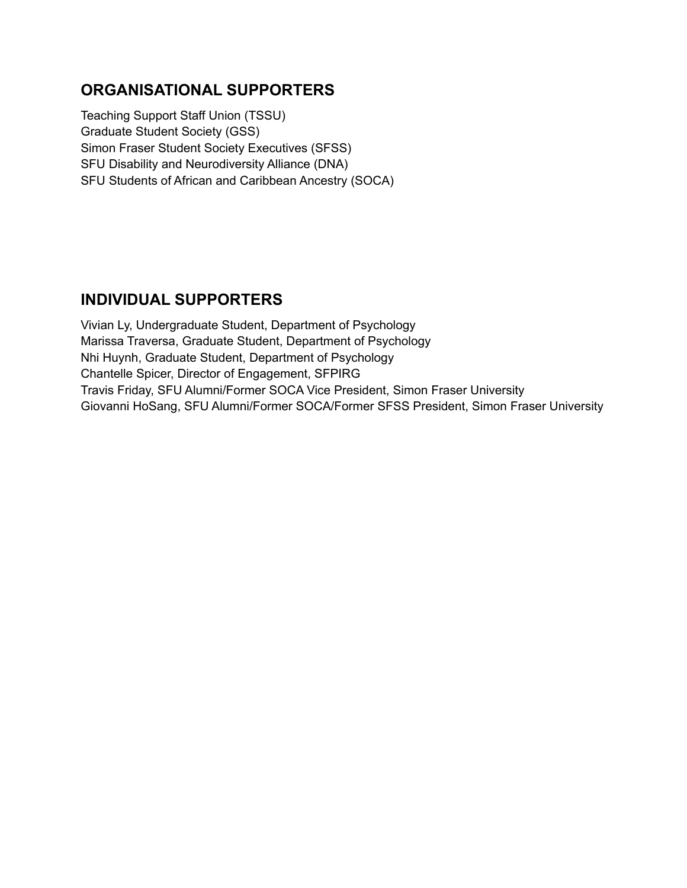## ORGANISATIONAL SUPPORTERS

Teaching Support Staff Union (TSSU)
Graduate Student Society (GSS)
Simon Fraser Student Society Executives (SFSS)
SFU Disability and Neurodiversity Alliance (DNA)
SFU Students of African and Caribbean Ancestry (SOCA)

## INDIVIDUAL SUPPORTERS

Vivian Ly, Undergraduate Student, Department of Psychology
Marissa Traversa, Graduate Student, Department of Psychology
Nhi Huynh, Graduate Student, Department of Psychology
Chantelle Spicer, Director of Engagement, SFPIRG
Travis Friday, SFU Alumni/Former SOCA Vice President, Simon Fraser University
Giovanni HoSang, SFU Alumni/Former SOCA/Former SFSS President, Simon Fraser University